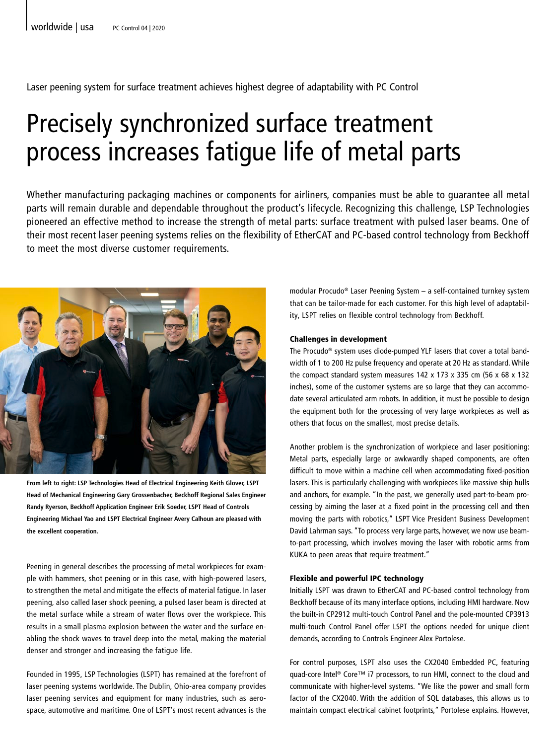Laser peening system for surface treatment achieves highest degree of adaptability with PC Control

# Precisely synchronized surface treatment process increases fatigue life of metal parts

Whether manufacturing packaging machines or components for airliners, companies must be able to guarantee all metal parts will remain durable and dependable throughout the product's lifecycle. Recognizing this challenge, LSP Technologies pioneered an effective method to increase the strength of metal parts: surface treatment with pulsed laser beams. One of their most recent laser peening systems relies on the flexibility of EtherCAT and PC-based control technology from Beckhoff to meet the most diverse customer requirements.

**From left to right: LSP Technologies Head of Electrical Engineering Keith Glover, LSPT Head of Mechanical Engineering Gary Grossenbacher, Beckhoff Regional Sales Engineer Randy Ryerson, Beckhoff Application Engineer Erik Soeder, LSPT Head of Controls Engineering Michael Yao and LSPT Electrical Engineer Avery Calhoun are pleased with the excellent cooperation.**

Peening in general describes the processing of metal workpieces for example with hammers, shot peening or in this case, with high-powered lasers, to strengthen the metal and mitigate the effects of material fatigue. In laser peening, also called laser shock peening, a pulsed laser beam is directed at the metal surface while a stream of water flows over the workpiece. This results in a small plasma explosion between the water and the surface enabling the shock waves to travel deep into the metal, making the material denser and stronger and increasing the fatigue life.

Founded in 1995, LSP Technologies (LSPT) has remained at the forefront of laser peening systems worldwide. The Dublin, Ohio-area company provides laser peening services and equipment for many industries, such as aerospace, automotive and maritime. One of LSPT's most recent advances is the modular Procudo® Laser Peening System – a self-contained turnkey system that can be tailor-made for each customer. For this high level of adaptability, LSPT relies on flexible control technology from Beckhoff.

### Challenges in development

The Procudo® system uses diode-pumped YLF lasers that cover a total bandwidth of 1 to 200 Hz pulse frequency and operate at 20 Hz as standard. While the compact standard system measures 142 x 173 x 335 cm (56 x 68 x 132 inches), some of the customer systems are so large that they can accommodate several articulated arm robots. In addition, it must be possible to design the equipment both for the processing of very large workpieces as well as others that focus on the smallest, most precise details.

Another problem is the synchronization of workpiece and laser positioning: Metal parts, especially large or awkwardly shaped components, are often difficult to move within a machine cell when accommodating fixed-position lasers. This is particularly challenging with workpieces like massive ship hulls and anchors, for example. "In the past, we generally used part-to-beam processing by aiming the laser at a fixed point in the processing cell and then moving the parts with robotics," LSPT Vice President Business Development David Lahrman says. "To process very large parts, however, we now use beam-to-part processing, which involves moving the laser with robotic arms from KUKA to peen areas that require treatment."

### Flexible and powerful IPC technology

Initially LSPT was drawn to EtherCAT and PC-based control technology from Beckhoff because of its many interface options, including HMI hardware. Now the built-in CP2912 multi-touch Control Panel and the pole-mounted CP3913 multi-touch Control Panel offer LSPT the options needed for unique client demands, according to Controls Engineer Alex Portolese.

For control purposes, LSPT also uses the CX2040 Embedded PC, featuring quad-core Intel® Core™ i7 processors, to run HMI, connect to the cloud and communicate with higher-level systems. "We like the power and small form factor of the CX2040. With the addition of SQL databases, this allows us to maintain compact electrical cabinet footprints," Portolese explains. However,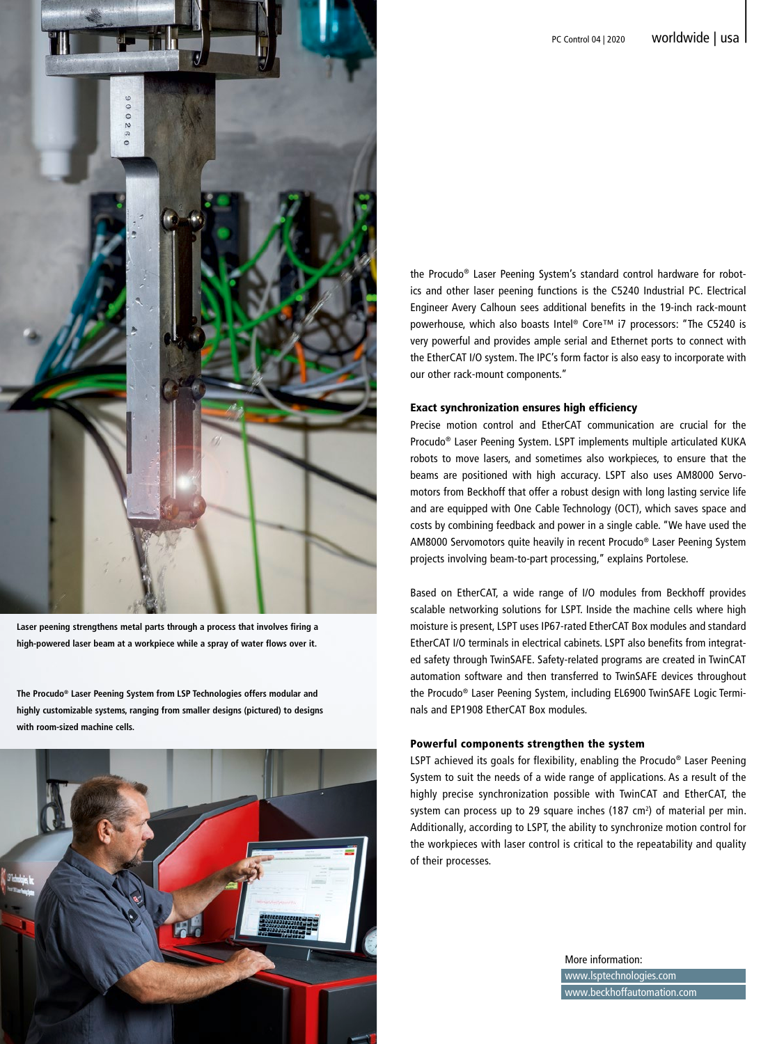Laser peening strengthens metal parts through a process that involves firing a high-powered laser beam at a workpiece while a spray of water flows over it.

The Procudo® Laser Peening System from LSP Technologies offers modular and highly customizable systems, ranging from smaller designs (pictured) to designs with room-sized machine cells.

the Procudo® Laser Peening System's standard control hardware for robotics and other laser peening functions is the C5240 Industrial PC. Electrical Engineer Avery Calhoun sees additional benefits in the 19-inch rack-mount powerhouse, which also boasts Intel® Core™ i7 processors: "The C5240 is very powerful and provides ample serial and Ethernet ports to connect with the EtherCAT I/O system. The IPC's form factor is also easy to incorporate with our other rack-mount components."

## Exact synchronization ensures high efficiency

Precise motion control and EtherCAT communication are crucial for the Procudo® Laser Peening System. LSPT implements multiple articulated KUKA robots to move lasers, and sometimes also workpieces, to ensure that the beams are positioned with high accuracy. LSPT also uses AM8000 Servomotors from Beckhoff that offer a robust design with long lasting service life and are equipped with One Cable Technology (OCT), which saves space and costs by combining feedback and power in a single cable. "We have used the AM8000 Servomotors quite heavily in recent Procudo® Laser Peening System projects involving beam-to-part processing," explains Portolese.

Based on EtherCAT, a wide range of I/O modules from Beckhoff provides scalable networking solutions for LSPT. Inside the machine cells where high moisture is present, LSPT uses IP67-rated EtherCAT Box modules and standard EtherCAT I/O terminals in electrical cabinets. LSPT also benefits from integrated safety through TwinSAFE. Safety-related programs are created in TwinCAT automation software and then transferred to TwinSAFE devices throughout the Procudo® Laser Peening System, including EL6900 TwinSAFE Logic Terminals and EP1908 EtherCAT Box modules.

## Powerful components strengthen the system

LSPT achieved its goals for flexibility, enabling the Procudo® Laser Peening System to suit the needs of a wide range of applications. As a result of the highly precise synchronization possible with TwinCAT and EtherCAT, the system can process up to 29 square inches (187 $cm^2$) of material per min. Additionally, according to LSPT, the ability to synchronize motion control for the workpieces with laser control is critical to the repeatability and quality of their processes.

More information:
www.lsptechnologies.com
www.beckhoffautomation.com